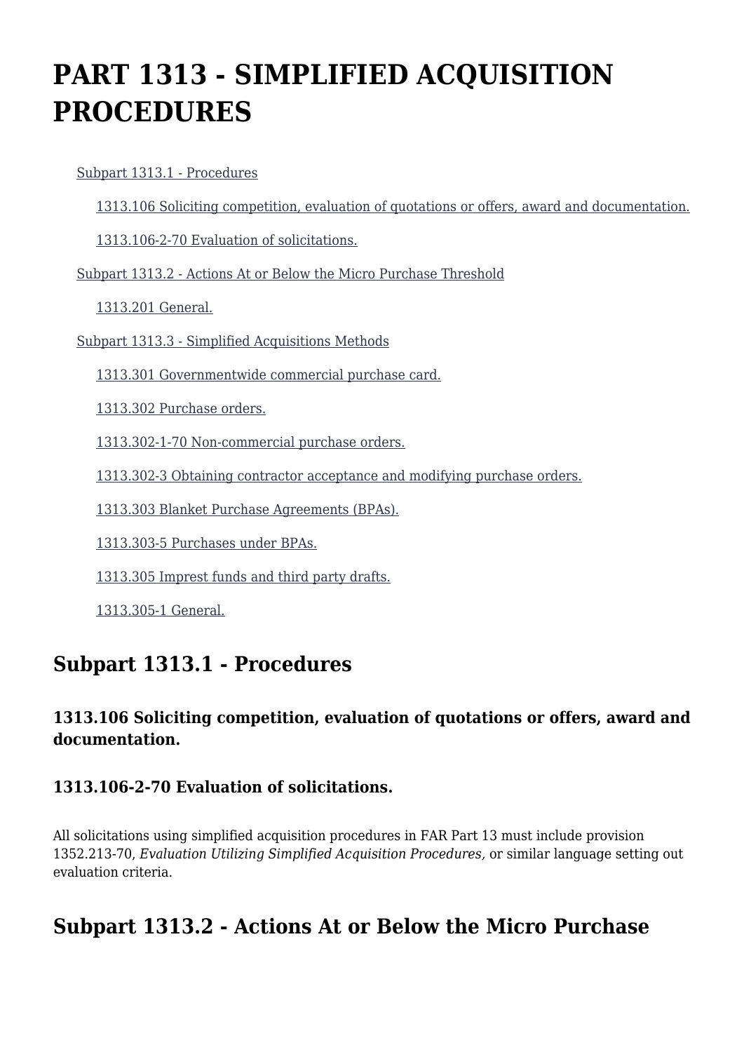# PART 1313 - SIMPLIFIED ACQUISITION PROCEDURES

- Subpart 1313.1 - Procedures
  - 1313.106 Soliciting competition, evaluation of quotations or offers, award and documentation.
  - 1313.106-2-70 Evaluation of solicitations.
- Subpart 1313.2 - Actions At or Below the Micro Purchase Threshold
  - 1313.201 General.
- Subpart 1313.3 - Simplified Acquisitions Methods
  - 1313.301 Governmentwide commercial purchase card.
  - 1313.302 Purchase orders.
  - 1313.302-1-70 Non-commercial purchase orders.
  - 1313.302-3 Obtaining contractor acceptance and modifying purchase orders.
  - 1313.303 Blanket Purchase Agreements (BPAs).
  - 1313.303-5 Purchases under BPAs.
  - 1313.305 Imprest funds and third party drafts.
  - 1313.305-1 General.

## Subpart 1313.1 - Procedures

### 1313.106 Soliciting competition, evaluation of quotations or offers, award and documentation.

### 1313.106-2-70 Evaluation of solicitations.

All solicitations using simplified acquisition procedures in FAR Part 13 must include provision 1352.213-70, *Evaluation Utilizing Simplified Acquisition Procedures,* or similar language setting out evaluation criteria.

## Subpart 1313.2 - Actions At or Below the Micro Purchase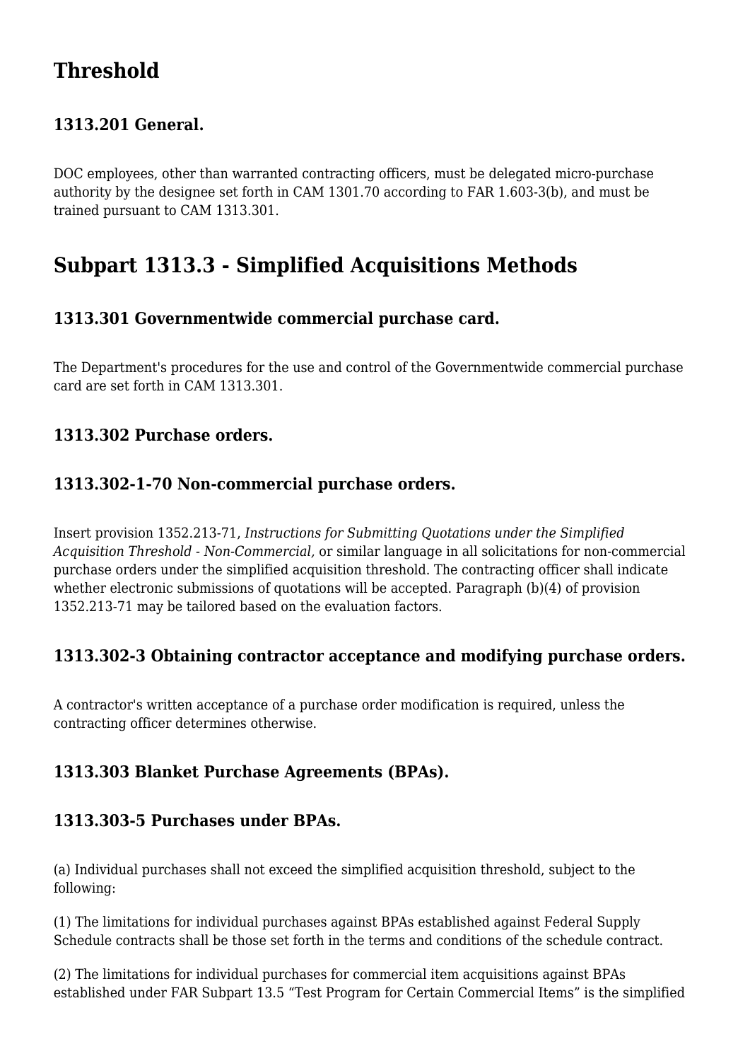## Threshold

### 1313.201 General.

DOC employees, other than warranted contracting officers, must be delegated micro-purchase authority by the designee set forth in CAM 1301.70 according to FAR 1.603-3(b), and must be trained pursuant to CAM 1313.301.

## Subpart 1313.3 - Simplified Acquisitions Methods

### 1313.301 Governmentwide commercial purchase card.

The Department's procedures for the use and control of the Governmentwide commercial purchase card are set forth in CAM 1313.301.

### 1313.302 Purchase orders.

### 1313.302-1-70 Non-commercial purchase orders.

Insert provision 1352.213-71, *Instructions for Submitting Quotations under the Simplified Acquisition Threshold - Non-Commercial,* or similar language in all solicitations for non-commercial purchase orders under the simplified acquisition threshold. The contracting officer shall indicate whether electronic submissions of quotations will be accepted. Paragraph (b)(4) of provision 1352.213-71 may be tailored based on the evaluation factors.

### 1313.302-3 Obtaining contractor acceptance and modifying purchase orders.

A contractor's written acceptance of a purchase order modification is required, unless the contracting officer determines otherwise.

### 1313.303 Blanket Purchase Agreements (BPAs).

### 1313.303-5 Purchases under BPAs.

(a) Individual purchases shall not exceed the simplified acquisition threshold, subject to the following:

(1) The limitations for individual purchases against BPAs established against Federal Supply Schedule contracts shall be those set forth in the terms and conditions of the schedule contract.

(2) The limitations for individual purchases for commercial item acquisitions against BPAs established under FAR Subpart 13.5 “Test Program for Certain Commercial Items” is the simplified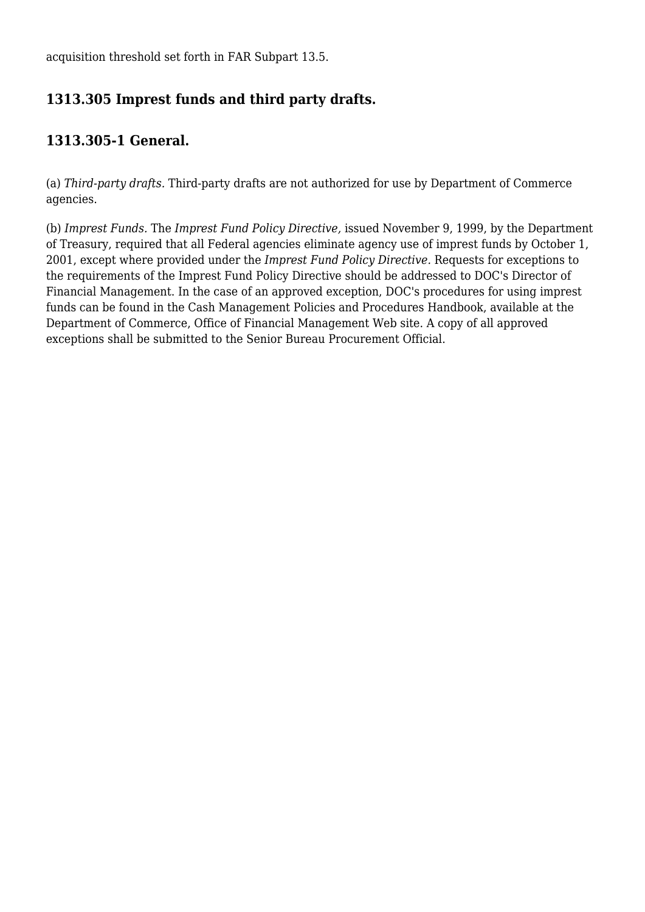acquisition threshold set forth in FAR Subpart 13.5.

### 1313.305 Imprest funds and third party drafts.

### 1313.305-1 General.

(a) *Third-party drafts.* Third-party drafts are not authorized for use by Department of Commerce agencies.

(b) *Imprest Funds.* The *Imprest Fund Policy Directive,* issued November 9, 1999, by the Department of Treasury, required that all Federal agencies eliminate agency use of imprest funds by October 1, 2001, except where provided under the *Imprest Fund Policy Directive.* Requests for exceptions to the requirements of the Imprest Fund Policy Directive should be addressed to DOC's Director of Financial Management. In the case of an approved exception, DOC's procedures for using imprest funds can be found in the Cash Management Policies and Procedures Handbook, available at the Department of Commerce, Office of Financial Management Web site. A copy of all approved exceptions shall be submitted to the Senior Bureau Procurement Official.